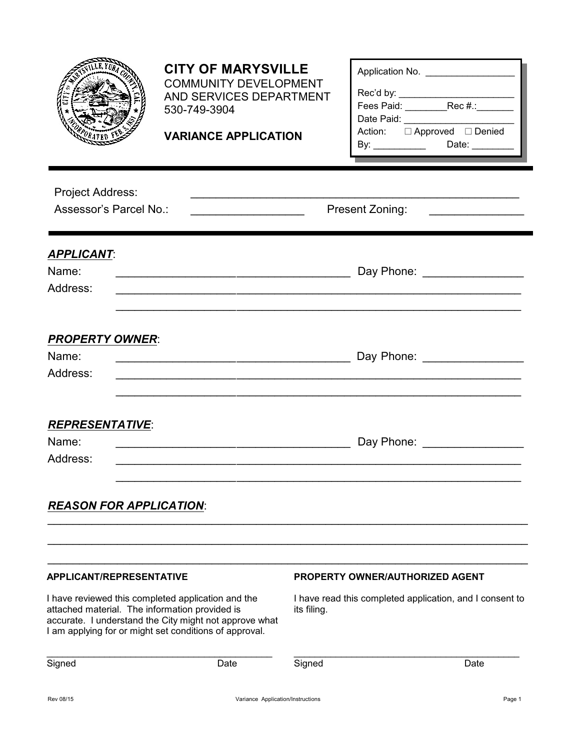# CITY OF MARYSVILLE

COMMUNITY DEVELOPMENT
AND SERVICES DEPARTMENT
530-749-3904

## VARIANCE APPLICATION

Application No. _________________

Rec'd by: ______________________
Fees Paid: ________Rec #.:_______
Date Paid: _____________________
Action: ☐ Approved ☐ Denied
By: __________ Date: ________

---

Project Address: ______________________________________________________

Assessor's Parcel No.: __________________ Present Zoning: ______________

---

***APPLICANT***:

Name: ______________________________________ Day Phone: ________________

Address: _________________________________________________________________

_________________________________________________________________

***PROPERTY OWNER***:

Name: ______________________________________ Day Phone: ________________

Address: _________________________________________________________________

_________________________________________________________________

***REPRESENTATIVE***:

Name: ______________________________________ Day Phone: ________________

Address: _________________________________________________________________

_________________________________________________________________

***REASON FOR APPLICATION***:

_____________________________________________________________________________

_____________________________________________________________________________

_____________________________________________________________________________

**APPLICANT/REPRESENTATIVE**

I have reviewed this completed application and the attached material. The information provided is accurate. I understand the City might not approve what I am applying for or might set conditions of approval.

___________________________________________

Signed Date

**PROPERTY OWNER/AUTHORIZED AGENT**

I have read this completed application, and I consent to its filing.

___________________________________________

Signed Date

Rev 08/15 Variance Application/Instructions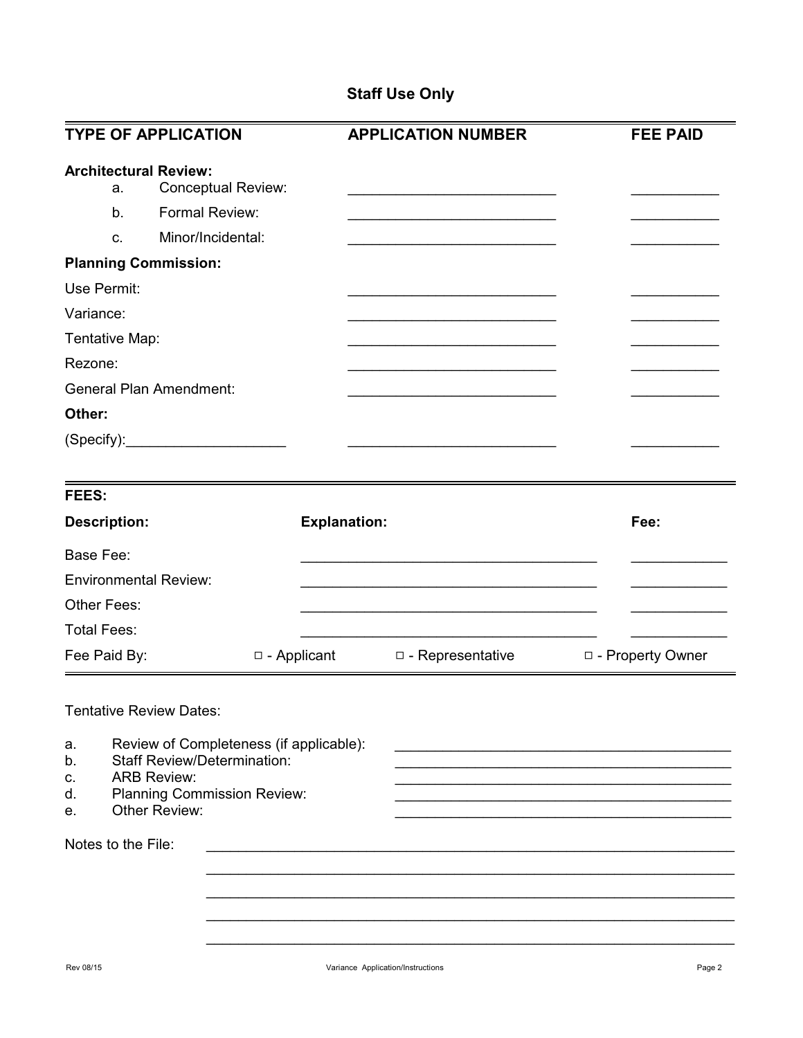## Staff Use Only

| TYPE OF APPLICATION | APPLICATION NUMBER | FEE PAID |
|---|---|---|
| **Architectural Review:** | | |
| a. Conceptual Review: | ___________________________ | ___________ |
| b. Formal Review: | ___________________________ | ___________ |
| c. Minor/Incidental: | ___________________________ | ___________ |
| **Planning Commission:** | | |
| Use Permit: | ___________________________ | ___________ |
| Variance: | ___________________________ | ___________ |
| Tentative Map: | ___________________________ | ___________ |
| Rezone: | ___________________________ | ___________ |
| General Plan Amendment: | ___________________________ | ___________ |
| **Other:** | | |
| (Specify):____________________ | ___________________________ | ___________ |

**FEES:**

| Description: | Explanation: | Fee: |
|---|---|---|
| Base Fee: | ______________________________________ | ____________ |
| Environmental Review: | ______________________________________ | ____________ |
| Other Fees: | ______________________________________ | ____________ |
| Total Fees: | ______________________________________ | ____________ |

Fee Paid By: □ - Applicant □ - Representative □ - Property Owner

Tentative Review Dates:

a. Review of Completeness (if applicable): ________________________________________
b. Staff Review/Determination: ________________________________________
c. ARB Review: ________________________________________
d. Planning Commission Review: ________________________________________
e. Other Review: ________________________________________

Notes to the File: ____________________________________________________________________

____________________________________________________________________

____________________________________________________________________

____________________________________________________________________

____________________________________________________________________

Rev 08/15 Variance Application/Instructions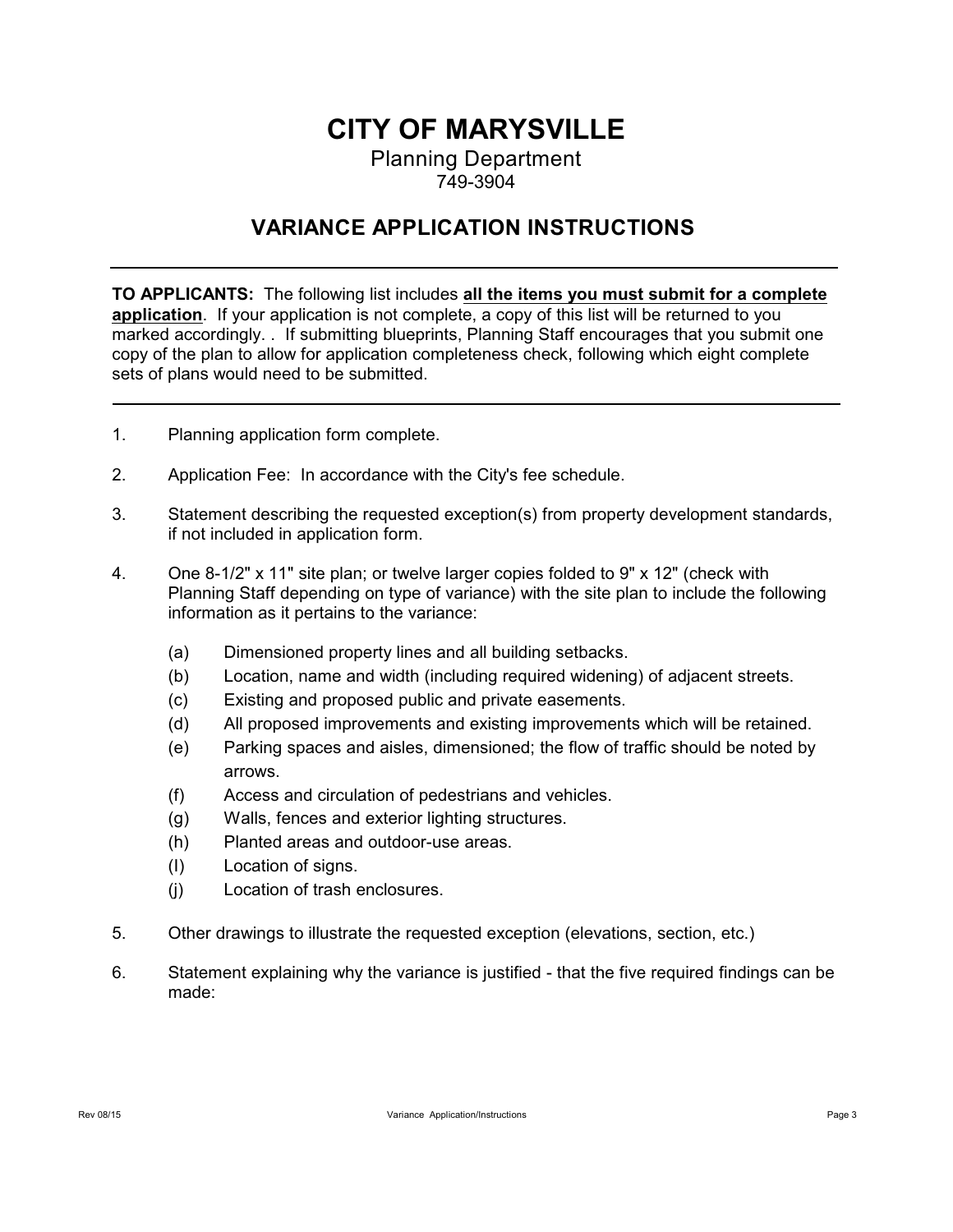# CITY OF MARYSVILLE

Planning Department

749-3904

## VARIANCE APPLICATION INSTRUCTIONS

---

**TO APPLICANTS:** The following list includes **all the items you must submit for a complete application**. If your application is not complete, a copy of this list will be returned to you marked accordingly. . If submitting blueprints, Planning Staff encourages that you submit one copy of the plan to allow for application completeness check, following which eight complete sets of plans would need to be submitted.

---

1. Planning application form complete.

2. Application Fee: In accordance with the City's fee schedule.

3. Statement describing the requested exception(s) from property development standards, if not included in application form.

4. One 8-1/2" x 11" site plan; or twelve larger copies folded to 9" x 12" (check with Planning Staff depending on type of variance) with the site plan to include the following information as it pertains to the variance:

   (a) Dimensioned property lines and all building setbacks.
   (b) Location, name and width (including required widening) of adjacent streets.
   (c) Existing and proposed public and private easements.
   (d) All proposed improvements and existing improvements which will be retained.
   (e) Parking spaces and aisles, dimensioned; the flow of traffic should be noted by arrows.
   (f) Access and circulation of pedestrians and vehicles.
   (g) Walls, fences and exterior lighting structures.
   (h) Planted areas and outdoor-use areas.
   (I) Location of signs.
   (j) Location of trash enclosures.

5. Other drawings to illustrate the requested exception (elevations, section, etc.)

6. Statement explaining why the variance is justified - that the five required findings can be made: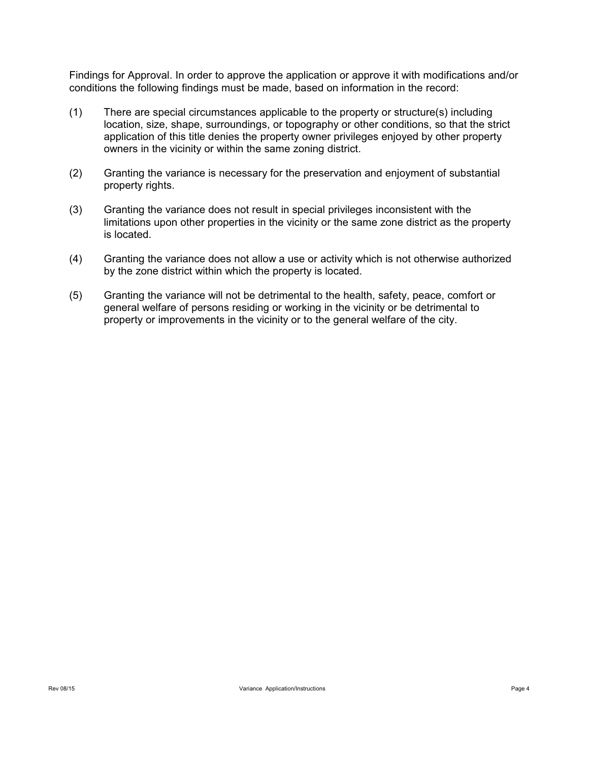Findings for Approval. In order to approve the application or approve it with modifications and/or conditions the following findings must be made, based on information in the record:

(1) There are special circumstances applicable to the property or structure(s) including location, size, shape, surroundings, or topography or other conditions, so that the strict application of this title denies the property owner privileges enjoyed by other property owners in the vicinity or within the same zoning district.

(2) Granting the variance is necessary for the preservation and enjoyment of substantial property rights.

(3) Granting the variance does not result in special privileges inconsistent with the limitations upon other properties in the vicinity or the same zone district as the property is located.

(4) Granting the variance does not allow a use or activity which is not otherwise authorized by the zone district within which the property is located.

(5) Granting the variance will not be detrimental to the health, safety, peace, comfort or general welfare of persons residing or working in the vicinity or be detrimental to property or improvements in the vicinity or to the general welfare of the city.